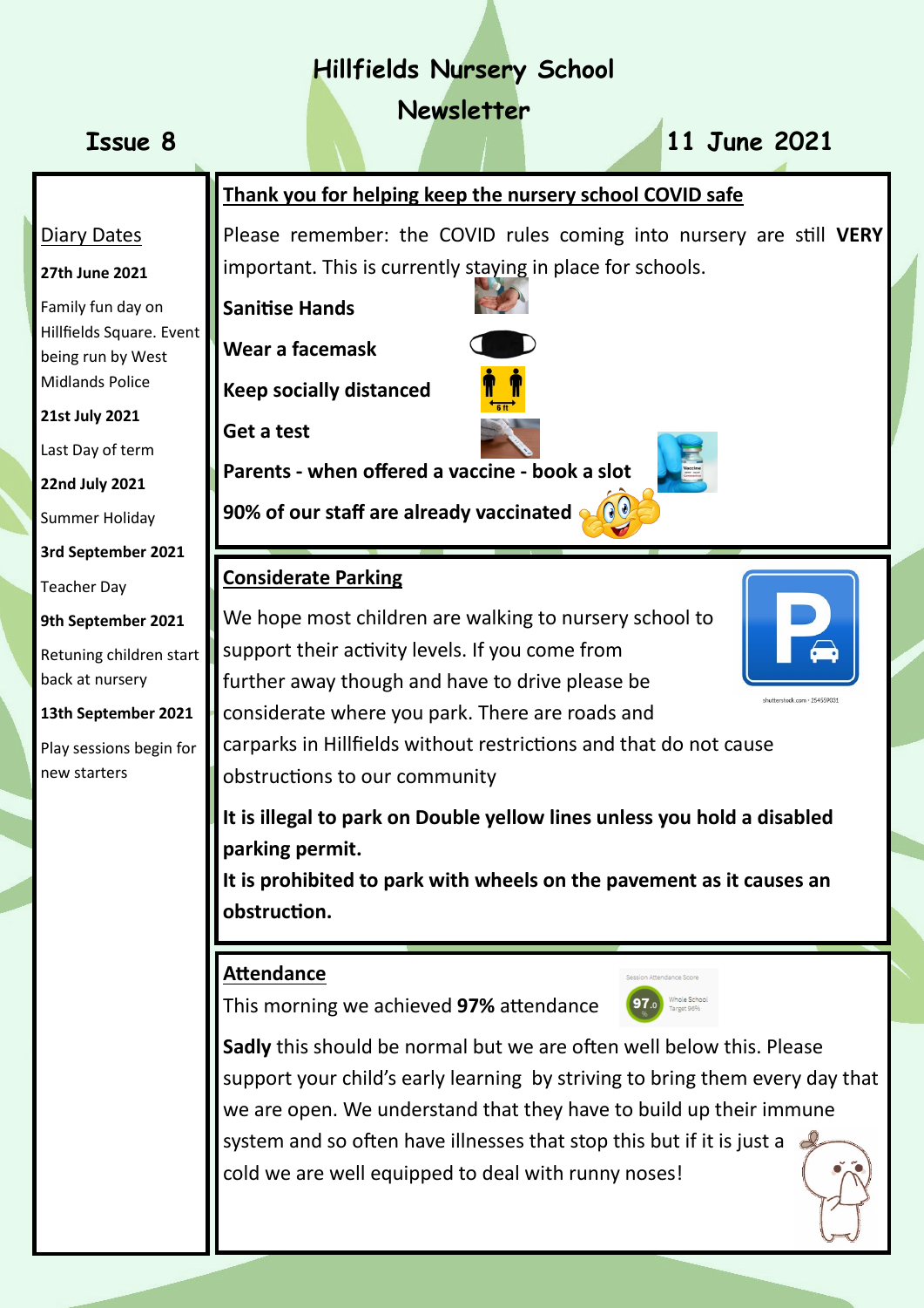# Hillfields Nursery School

## Newsletter

**Issue 8** — **11 June 2021**

### Diary Dates

**27th June 2021**

Family fun day on Hillfields Square. Event being run by West Midlands Police

**21st July 2021**

Last Day of term

**22nd July 2021**

Summer Holiday

**3rd September 2021**

Teacher Day

**9th September 2021**

Retuning children start back at nursery

**13th September 2021**

Play sessions begin for new starters

### Thank you for helping keep the nursery school COVID safe

Please remember: the COVID rules coming into nursery are still **VERY** important. This is currently staying in place for schools.

**Sanitise Hands**

**Wear a facemask**

**Keep socially distanced**

**Get a test**

**Parents - when offered a vaccine - book a slot**

**90% of our staff are already vaccinated**

### Considerate Parking

We hope most children are walking to nursery school to support their activity levels. If you come from further away though and have to drive please be considerate where you park. There are roads and carparks in Hillfields without restrictions and that do not cause obstructions to our community

**It is illegal to park on Double yellow lines unless you hold a disabled parking permit.**

**It is prohibited to park with wheels on the pavement as it causes an obstruction.**

### Attendance

This morning we achieved **97%** attendance

**Sadly** this should be normal but we are often well below this. Please support your child's early learning by striving to bring them every day that we are open. We understand that they have to build up their immune system and so often have illnesses that stop this but if it is just a cold we are well equipped to deal with runny noses!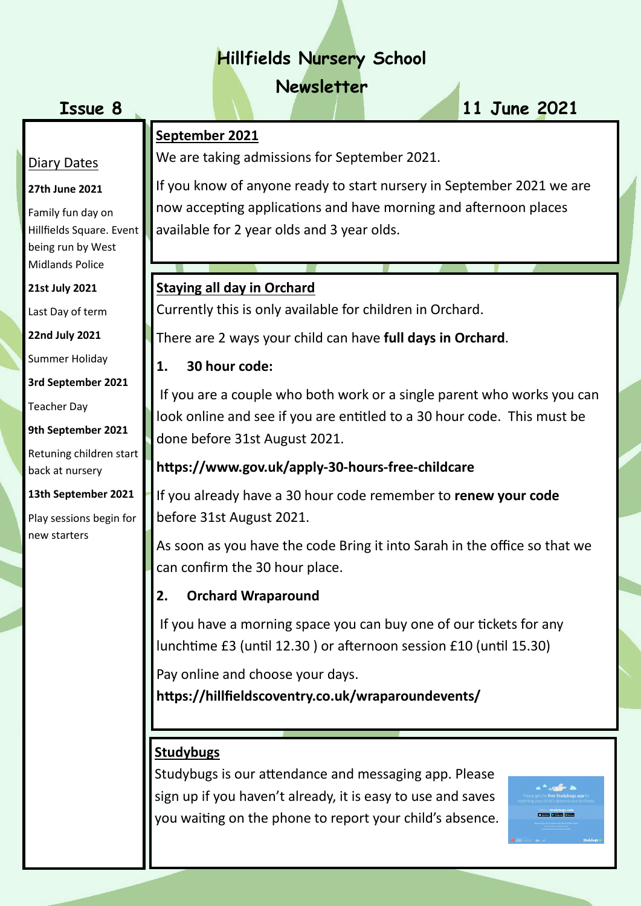# Hillfields Nursery School

# Newsletter

**Issue 8** **11 June 2021**

## Diary Dates

**27th June 2021**

Family fun day on Hillfields Square. Event being run by West Midlands Police

**21st July 2021**

Last Day of term

**22nd July 2021**

Summer Holiday

**3rd September 2021**

Teacher Day

**9th September 2021**

Retuning children start back at nursery

**13th September 2021**

Play sessions begin for new starters

## September 2021

We are taking admissions for September 2021.

If you know of anyone ready to start nursery in September 2021 we are now accepting applications and have morning and afternoon places available for 2 year olds and 3 year olds.

## Staying all day in Orchard

Currently this is only available for children in Orchard.

There are 2 ways your child can have **full days in Orchard**.

**1. 30 hour code:**

If you are a couple who both work or a single parent who works you can look online and see if you are entitled to a 30 hour code. This must be done before 31st August 2021.

**https://www.gov.uk/apply-30-hours-free-childcare**

If you already have a 30 hour code remember to **renew your code** before 31st August 2021.

As soon as you have the code Bring it into Sarah in the office so that we can confirm the 30 hour place.

**2. Orchard Wraparound**

If you have a morning space you can buy one of our tickets for any lunchtime £3 (until 12.30 ) or afternoon session £10 (until 15.30)

Pay online and choose your days.

**https://hillfieldscoventry.co.uk/wraparoundevents/**

## Studybugs

Studybugs is our attendance and messaging app. Please sign up if you haven't already, it is easy to use and saves you waiting on the phone to report your child's absence.